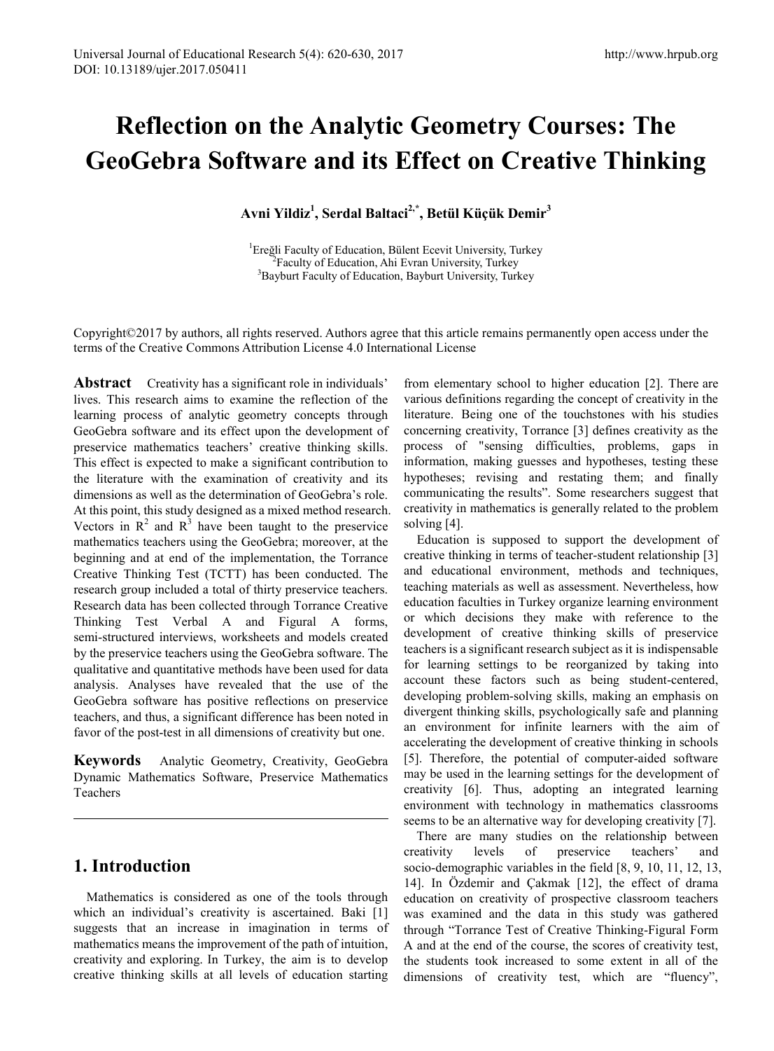# Reflection on the Analytic Geometry Courses: The GeoGebra Software and its Effect on Creative Thinking

**Avni Yildiz[1], Serdal Baltaci[2,*], Betül Küçük Demir[3]**

[1]Ereğli Faculty of Education, Bülent Ecevit University, Turkey
[2]Faculty of Education, Ahi Evran University, Turkey
[3]Bayburt Faculty of Education, Bayburt University, Turkey

Copyright©2017 by authors, all rights reserved. Authors agree that this article remains permanently open access under the terms of the Creative Commons Attribution License 4.0 International License

**Abstract** Creativity has a significant role in individuals' lives. This research aims to examine the reflection of the learning process of analytic geometry concepts through GeoGebra software and its effect upon the development of preservice mathematics teachers' creative thinking skills. This effect is expected to make a significant contribution to the literature with the examination of creativity and its dimensions as well as the determination of GeoGebra's role. At this point, this study designed as a mixed method research. Vectors in $R^2$ and $R^3$ have been taught to the preservice mathematics teachers using the GeoGebra; moreover, at the beginning and at end of the implementation, the Torrance Creative Thinking Test (TCTT) has been conducted. The research group included a total of thirty preservice teachers. Research data has been collected through Torrance Creative Thinking Test Verbal A and Figural A forms, semi-structured interviews, worksheets and models created by the preservice teachers using the GeoGebra software. The qualitative and quantitative methods have been used for data analysis. Analyses have revealed that the use of the GeoGebra software has positive reflections on preservice teachers, and thus, a significant difference has been noted in favor of the post-test in all dimensions of creativity but one.

**Keywords** Analytic Geometry, Creativity, GeoGebra Dynamic Mathematics Software, Preservice Mathematics Teachers

## 1. Introduction

Mathematics is considered as one of the tools through which an individual's creativity is ascertained. Baki [1] suggests that an increase in imagination in terms of mathematics means the improvement of the path of intuition, creativity and exploring. In Turkey, the aim is to develop creative thinking skills at all levels of education starting from elementary school to higher education [2]. There are various definitions regarding the concept of creativity in the literature. Being one of the touchstones with his studies concerning creativity, Torrance [3] defines creativity as the process of "sensing difficulties, problems, gaps in information, making guesses and hypotheses, testing these hypotheses; revising and restating them; and finally communicating the results". Some researchers suggest that creativity in mathematics is generally related to the problem solving [4].

Education is supposed to support the development of creative thinking in terms of teacher-student relationship [3] and educational environment, methods and techniques, teaching materials as well as assessment. Nevertheless, how education faculties in Turkey organize learning environment or which decisions they make with reference to the development of creative thinking skills of preservice teachers is a significant research subject as it is indispensable for learning settings to be reorganized by taking into account these factors such as being student-centered, developing problem-solving skills, making an emphasis on divergent thinking skills, psychologically safe and planning an environment for infinite learners with the aim of accelerating the development of creative thinking in schools [5]. Therefore, the potential of computer-aided software may be used in the learning settings for the development of creativity [6]. Thus, adopting an integrated learning environment with technology in mathematics classrooms seems to be an alternative way for developing creativity [7].

There are many studies on the relationship between creativity levels of preservice teachers' and socio-demographic variables in the field [8, 9, 10, 11, 12, 13, 14]. In Özdemir and Çakmak [12], the effect of drama education on creativity of prospective classroom teachers was examined and the data in this study was gathered through "Torrance Test of Creative Thinking-Figural Form A and at the end of the course, the scores of creativity test, the students took increased to some extent in all of the dimensions of creativity test, which are "fluency",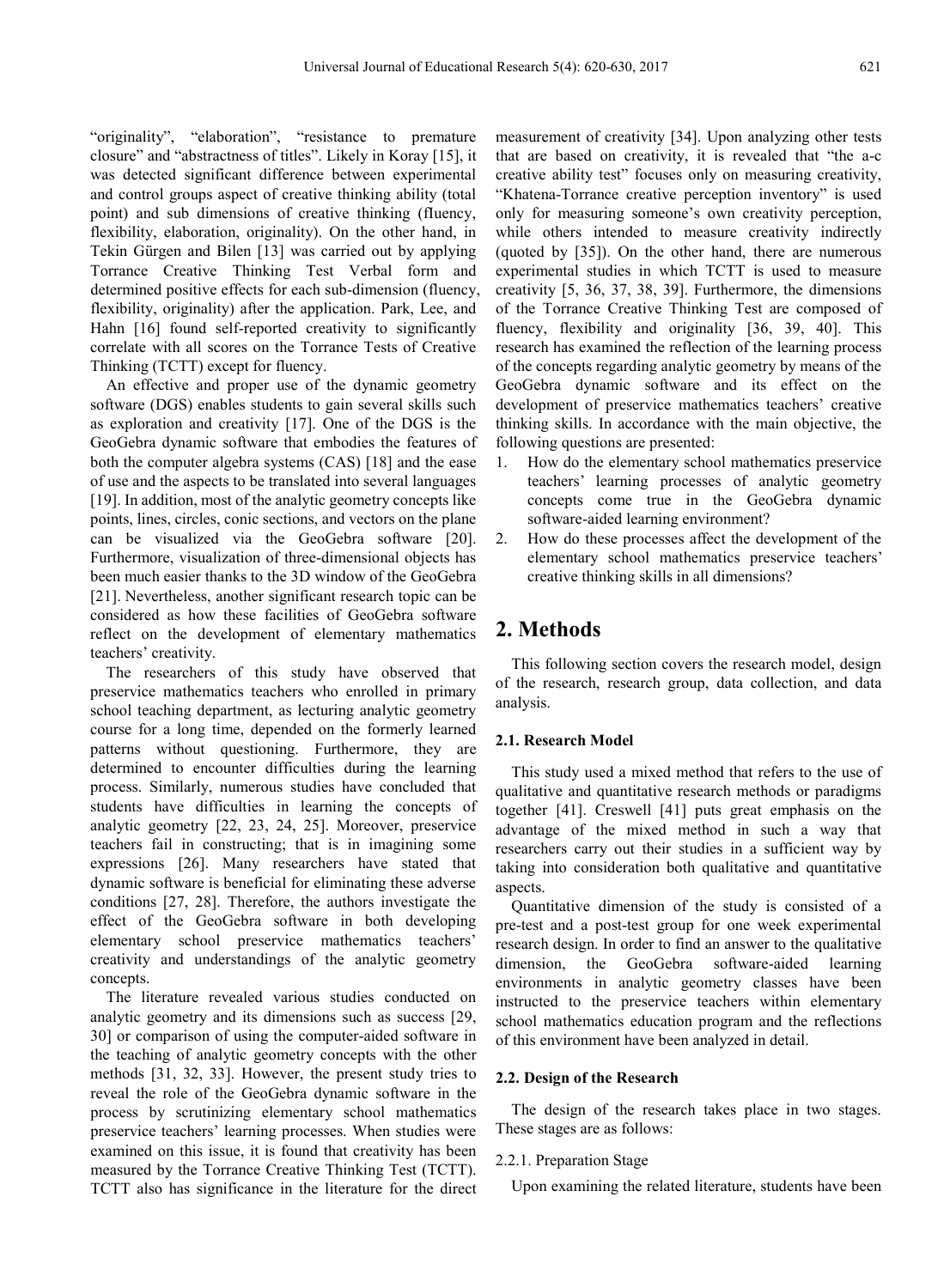"originality", "elaboration", "resistance to premature closure" and "abstractness of titles". Likely in Koray [15], it was detected significant difference between experimental and control groups aspect of creative thinking ability (total point) and sub dimensions of creative thinking (fluency, flexibility, elaboration, originality). On the other hand, in Tekin Gürgen and Bilen [13] was carried out by applying Torrance Creative Thinking Test Verbal form and determined positive effects for each sub-dimension (fluency, flexibility, originality) after the application. Park, Lee, and Hahn [16] found self-reported creativity to significantly correlate with all scores on the Torrance Tests of Creative Thinking (TCTT) except for fluency.

An effective and proper use of the dynamic geometry software (DGS) enables students to gain several skills such as exploration and creativity [17]. One of the DGS is the GeoGebra dynamic software that embodies the features of both the computer algebra systems (CAS) [18] and the ease of use and the aspects to be translated into several languages [19]. In addition, most of the analytic geometry concepts like points, lines, circles, conic sections, and vectors on the plane can be visualized via the GeoGebra software [20]. Furthermore, visualization of three-dimensional objects has been much easier thanks to the 3D window of the GeoGebra [21]. Nevertheless, another significant research topic can be considered as how these facilities of GeoGebra software reflect on the development of elementary mathematics teachers' creativity.

The researchers of this study have observed that preservice mathematics teachers who enrolled in primary school teaching department, as lecturing analytic geometry course for a long time, depended on the formerly learned patterns without questioning. Furthermore, they are determined to encounter difficulties during the learning process. Similarly, numerous studies have concluded that students have difficulties in learning the concepts of analytic geometry [22, 23, 24, 25]. Moreover, preservice teachers fail in constructing; that is in imagining some expressions [26]. Many researchers have stated that dynamic software is beneficial for eliminating these adverse conditions [27, 28]. Therefore, the authors investigate the effect of the GeoGebra software in both developing elementary school preservice mathematics teachers' creativity and understandings of the analytic geometry concepts.

The literature revealed various studies conducted on analytic geometry and its dimensions such as success [29, 30] or comparison of using the computer-aided software in the teaching of analytic geometry concepts with the other methods [31, 32, 33]. However, the present study tries to reveal the role of the GeoGebra dynamic software in the process by scrutinizing elementary school mathematics preservice teachers' learning processes. When studies were examined on this issue, it is found that creativity has been measured by the Torrance Creative Thinking Test (TCTT). TCTT also has significance in the literature for the direct measurement of creativity [34]. Upon analyzing other tests that are based on creativity, it is revealed that "the a-c creative ability test" focuses only on measuring creativity, "Khatena-Torrance creative perception inventory" is used only for measuring someone's own creativity perception, while others intended to measure creativity indirectly (quoted by [35]). On the other hand, there are numerous experimental studies in which TCTT is used to measure creativity [5, 36, 37, 38, 39]. Furthermore, the dimensions of the Torrance Creative Thinking Test are composed of fluency, flexibility and originality [36, 39, 40]. This research has examined the reflection of the learning process of the concepts regarding analytic geometry by means of the GeoGebra dynamic software and its effect on the development of preservice mathematics teachers' creative thinking skills. In accordance with the main objective, the following questions are presented:

1. How do the elementary school mathematics preservice teachers' learning processes of analytic geometry concepts come true in the GeoGebra dynamic software-aided learning environment?
2. How do these processes affect the development of the elementary school mathematics preservice teachers' creative thinking skills in all dimensions?

# 2. Methods

This following section covers the research model, design of the research, research group, data collection, and data analysis.

## 2.1. Research Model

This study used a mixed method that refers to the use of qualitative and quantitative research methods or paradigms together [41]. Creswell [41] puts great emphasis on the advantage of the mixed method in such a way that researchers carry out their studies in a sufficient way by taking into consideration both qualitative and quantitative aspects.

Quantitative dimension of the study is consisted of a pre-test and a post-test group for one week experimental research design. In order to find an answer to the qualitative dimension, the GeoGebra software-aided learning environments in analytic geometry classes have been instructed to the preservice teachers within elementary school mathematics education program and the reflections of this environment have been analyzed in detail.

## 2.2. Design of the Research

The design of the research takes place in two stages. These stages are as follows:

### 2.2.1. Preparation Stage

Upon examining the related literature, students have been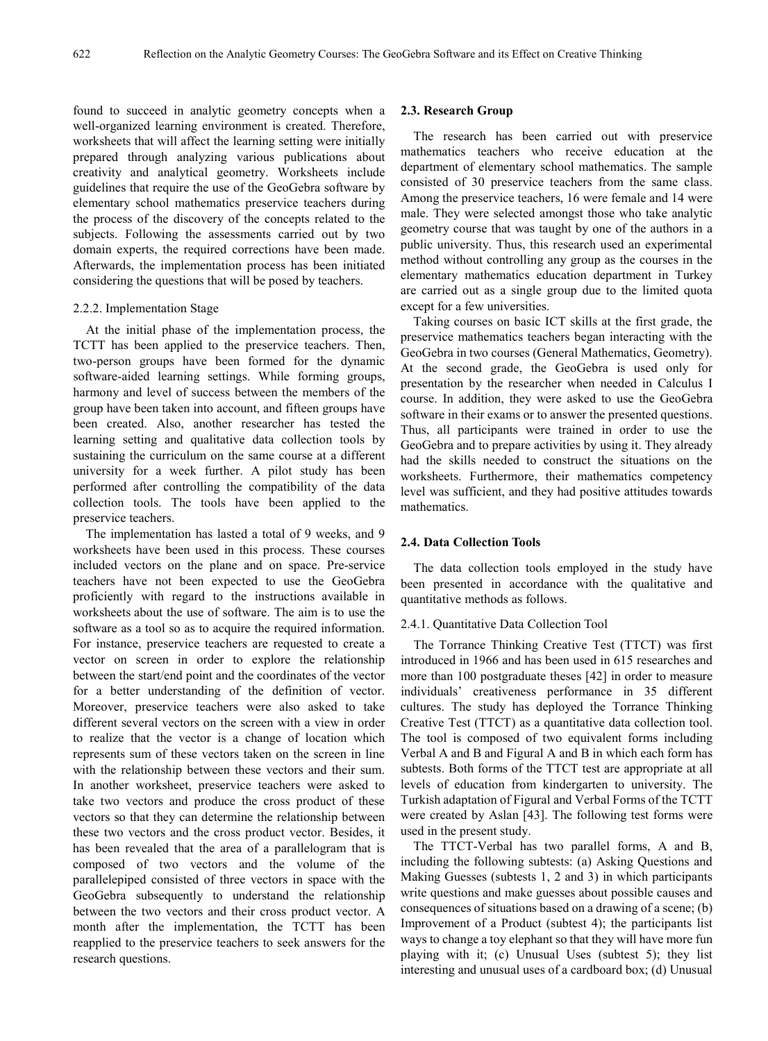found to succeed in analytic geometry concepts when a well-organized learning environment is created. Therefore, worksheets that will affect the learning setting were initially prepared through analyzing various publications about creativity and analytical geometry. Worksheets include guidelines that require the use of the GeoGebra software by elementary school mathematics preservice teachers during the process of the discovery of the concepts related to the subjects. Following the assessments carried out by two domain experts, the required corrections have been made. Afterwards, the implementation process has been initiated considering the questions that will be posed by teachers.

#### 2.2.2. Implementation Stage

At the initial phase of the implementation process, the TCTT has been applied to the preservice teachers. Then, two-person groups have been formed for the dynamic software-aided learning settings. While forming groups, harmony and level of success between the members of the group have been taken into account, and fifteen groups have been created. Also, another researcher has tested the learning setting and qualitative data collection tools by sustaining the curriculum on the same course at a different university for a week further. A pilot study has been performed after controlling the compatibility of the data collection tools. The tools have been applied to the preservice teachers.

The implementation has lasted a total of 9 weeks, and 9 worksheets have been used in this process. These courses included vectors on the plane and on space. Pre-service teachers have not been expected to use the GeoGebra proficiently with regard to the instructions available in worksheets about the use of software. The aim is to use the software as a tool so as to acquire the required information. For instance, preservice teachers are requested to create a vector on screen in order to explore the relationship between the start/end point and the coordinates of the vector for a better understanding of the definition of vector. Moreover, preservice teachers were also asked to take different several vectors on the screen with a view in order to realize that the vector is a change of location which represents sum of these vectors taken on the screen in line with the relationship between these vectors and their sum. In another worksheet, preservice teachers were asked to take two vectors and produce the cross product of these vectors so that they can determine the relationship between these two vectors and the cross product vector. Besides, it has been revealed that the area of a parallelogram that is composed of two vectors and the volume of the parallelepiped consisted of three vectors in space with the GeoGebra subsequently to understand the relationship between the two vectors and their cross product vector. A month after the implementation, the TCTT has been reapplied to the preservice teachers to seek answers for the research questions.

### 2.3. Research Group

The research has been carried out with preservice mathematics teachers who receive education at the department of elementary school mathematics. The sample consisted of 30 preservice teachers from the same class. Among the preservice teachers, 16 were female and 14 were male. They were selected amongst those who take analytic geometry course that was taught by one of the authors in a public university. Thus, this research used an experimental method without controlling any group as the courses in the elementary mathematics education department in Turkey are carried out as a single group due to the limited quota except for a few universities.

Taking courses on basic ICT skills at the first grade, the preservice mathematics teachers began interacting with the GeoGebra in two courses (General Mathematics, Geometry). At the second grade, the GeoGebra is used only for presentation by the researcher when needed in Calculus I course. In addition, they were asked to use the GeoGebra software in their exams or to answer the presented questions. Thus, all participants were trained in order to use the GeoGebra and to prepare activities by using it. They already had the skills needed to construct the situations on the worksheets. Furthermore, their mathematics competency level was sufficient, and they had positive attitudes towards mathematics.

### 2.4. Data Collection Tools

The data collection tools employed in the study have been presented in accordance with the qualitative and quantitative methods as follows.

#### 2.4.1. Quantitative Data Collection Tool

The Torrance Thinking Creative Test (TTCT) was first introduced in 1966 and has been used in 615 researches and more than 100 postgraduate theses [42] in order to measure individuals' creativeness performance in 35 different cultures. The study has deployed the Torrance Thinking Creative Test (TTCT) as a quantitative data collection tool. The tool is composed of two equivalent forms including Verbal A and B and Figural A and B in which each form has subtests. Both forms of the TTCT test are appropriate at all levels of education from kindergarten to university. The Turkish adaptation of Figural and Verbal Forms of the TCTT were created by Aslan [43]. The following test forms were used in the present study.

The TTCT-Verbal has two parallel forms, A and B, including the following subtests: (a) Asking Questions and Making Guesses (subtests 1, 2 and 3) in which participants write questions and make guesses about possible causes and consequences of situations based on a drawing of a scene; (b) Improvement of a Product (subtest 4); the participants list ways to change a toy elephant so that they will have more fun playing with it; (c) Unusual Uses (subtest 5); they list interesting and unusual uses of a cardboard box; (d) Unusual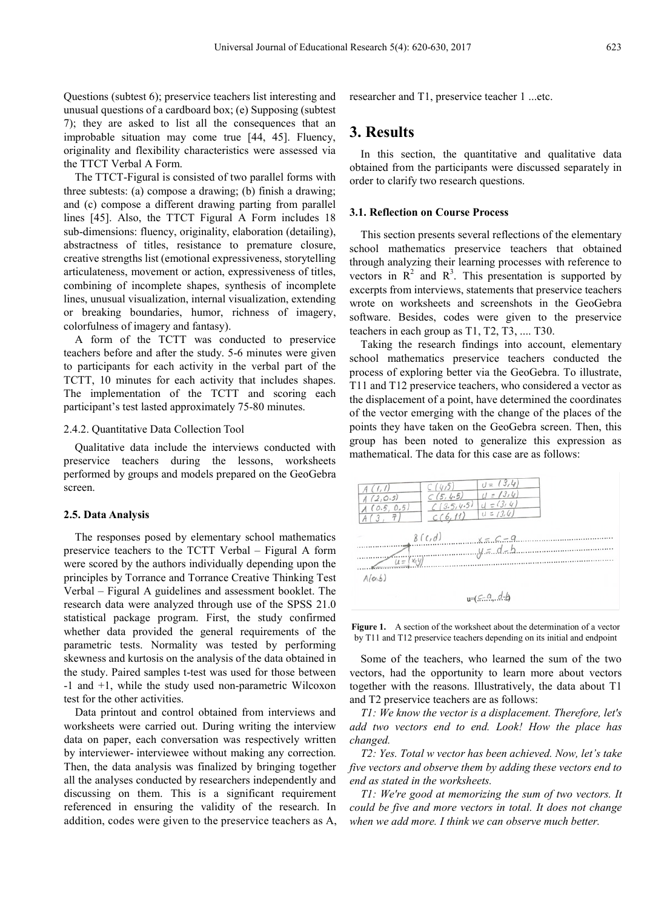Questions (subtest 6); preservice teachers list interesting and unusual questions of a cardboard box; (e) Supposing (subtest 7); they are asked to list all the consequences that an improbable situation may come true [44, 45]. Fluency, originality and flexibility characteristics were assessed via the TTCT Verbal A Form.

The TTCT-Figural is consisted of two parallel forms with three subtests: (a) compose a drawing; (b) finish a drawing; and (c) compose a different drawing parting from parallel lines [45]. Also, the TTCT Figural A Form includes 18 sub-dimensions: fluency, originality, elaboration (detailing), abstractness of titles, resistance to premature closure, creative strengths list (emotional expressiveness, storytelling articulateness, movement or action, expressiveness of titles, combining of incomplete shapes, synthesis of incomplete lines, unusual visualization, internal visualization, extending or breaking boundaries, humor, richness of imagery, colorfulness of imagery and fantasy).

A form of the TCTT was conducted to preservice teachers before and after the study. 5-6 minutes were given to participants for each activity in the verbal part of the TCTT, 10 minutes for each activity that includes shapes. The implementation of the TCTT and scoring each participant's test lasted approximately 75-80 minutes.

2.4.2. Quantitative Data Collection Tool

Qualitative data include the interviews conducted with preservice teachers during the lessons, worksheets performed by groups and models prepared on the GeoGebra screen.

### 2.5. Data Analysis

The responses posed by elementary school mathematics preservice teachers to the TCTT Verbal – Figural A form were scored by the authors individually depending upon the principles by Torrance and Torrance Creative Thinking Test Verbal – Figural A guidelines and assessment booklet. The research data were analyzed through use of the SPSS 21.0 statistical package program. First, the study confirmed whether data provided the general requirements of the parametric tests. Normality was tested by performing skewness and kurtosis on the analysis of the data obtained in the study. Paired samples t-test was used for those between -1 and +1, while the study used non-parametric Wilcoxon test for the other activities.

Data printout and control obtained from interviews and worksheets were carried out. During writing the interview data on paper, each conversation was respectively written by interviewer- interviewee without making any correction. Then, the data analysis was finalized by bringing together all the analyses conducted by researchers independently and discussing on them. This is a significant requirement referenced in ensuring the validity of the research. In addition, codes were given to the preservice teachers as A, researcher and T1, preservice teacher 1 ...etc.

# 3. Results

In this section, the quantitative and qualitative data obtained from the participants were discussed separately in order to clarify two research questions.

### 3.1. Reflection on Course Process

This section presents several reflections of the elementary school mathematics preservice teachers that obtained through analyzing their learning processes with reference to vectors in $R^2$ and $R^3$. This presentation is supported by excerpts from interviews, statements that preservice teachers wrote on worksheets and screenshots in the GeoGebra software. Besides, codes were given to the preservice teachers in each group as T1, T2, T3, .... T30.

Taking the research findings into account, elementary school mathematics preservice teachers conducted the process of exploring better via the GeoGebra. To illustrate, T11 and T12 preservice teachers, who considered a vector as the displacement of a point, have determined the coordinates of the vector emerging with the change of the places of the points they have taken on the GeoGebra screen. Then, this group has been noted to generalize this expression as mathematical. The data for this case are as follows:

**Figure 1.** A section of the worksheet about the determination of a vector by T11 and T12 preservice teachers depending on its initial and endpoint

Some of the teachers, who learned the sum of the two vectors, had the opportunity to learn more about vectors together with the reasons. Illustratively, the data about T1 and T2 preservice teachers are as follows:

*T1: We know the vector is a displacement. Therefore, let's add two vectors end to end. Look! How the place has changed.*

*T2: Yes. Total w vector has been achieved. Now, let's take five vectors and observe them by adding these vectors end to end as stated in the worksheets.*

*T1: We're good at memorizing the sum of two vectors. It could be five and more vectors in total. It does not change when we add more. I think we can observe much better.*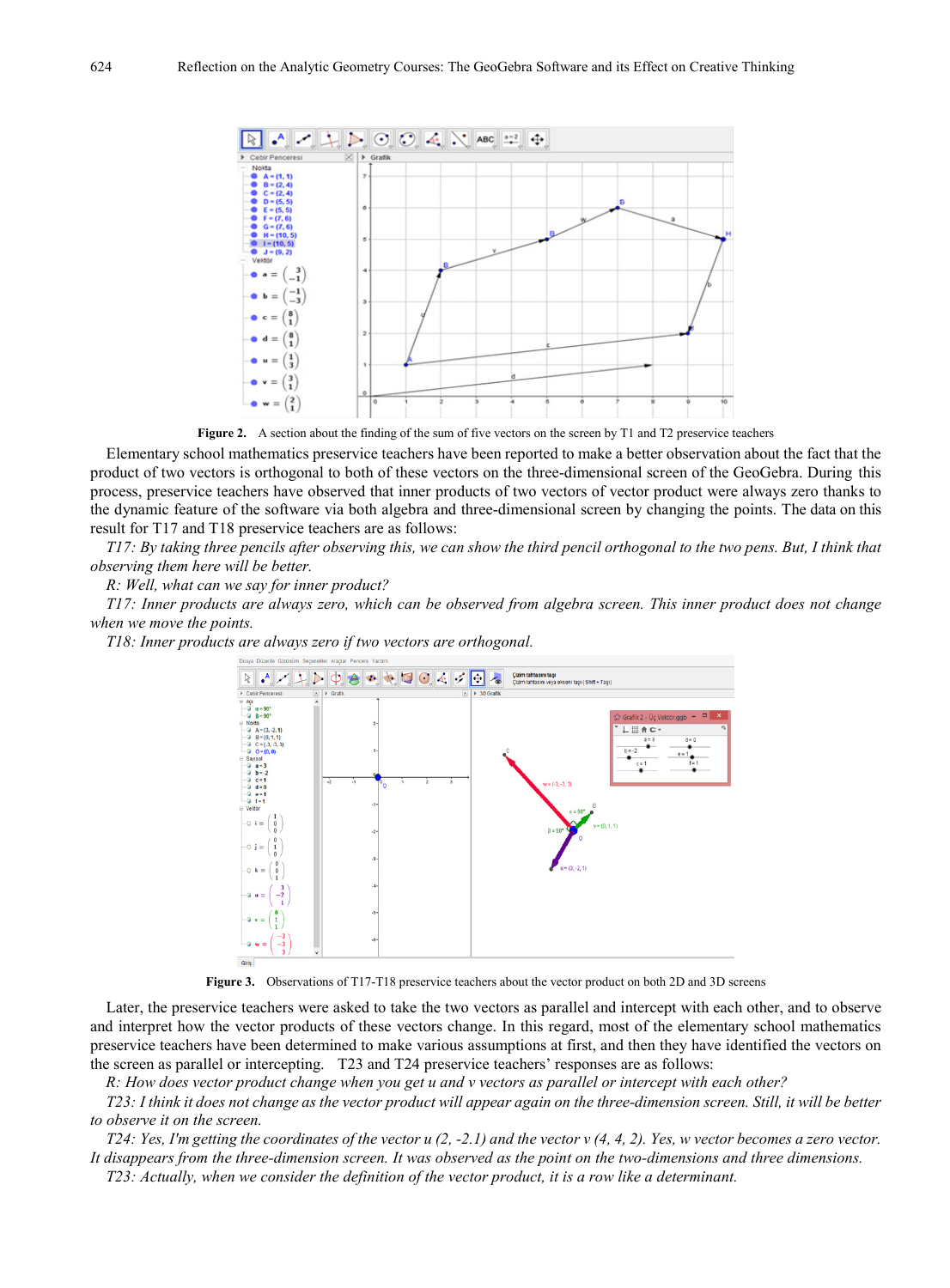**Figure 2.** A section about the finding of the sum of five vectors on the screen by T1 and T2 preservice teachers

Elementary school mathematics preservice teachers have been reported to make a better observation about the fact that the product of two vectors is orthogonal to both of these vectors on the three-dimensional screen of the GeoGebra. During this process, preservice teachers have observed that inner products of two vectors of vector product were always zero thanks to the dynamic feature of the software via both algebra and three-dimensional screen by changing the points. The data on this result for T17 and T18 preservice teachers are as follows:

*T17: By taking three pencils after observing this, we can show the third pencil orthogonal to the two pens. But, I think that observing them here will be better.*

*R: Well, what can we say for inner product?*

*T17: Inner products are always zero, which can be observed from algebra screen. This inner product does not change when we move the points.*

*T18: Inner products are always zero if two vectors are orthogonal.*

**Figure 3.** Observations of T17-T18 preservice teachers about the vector product on both 2D and 3D screens

Later, the preservice teachers were asked to take the two vectors as parallel and intercept with each other, and to observe and interpret how the vector products of these vectors change. In this regard, most of the elementary school mathematics preservice teachers have been determined to make various assumptions at first, and then they have identified the vectors on the screen as parallel or intercepting. T23 and T24 preservice teachers' responses are as follows:

*R: How does vector product change when you get u and v vectors as parallel or intercept with each other?*

*T23: I think it does not change as the vector product will appear again on the three-dimension screen. Still, it will be better to observe it on the screen.*

*T24: Yes, I'm getting the coordinates of the vector u (2, -2.1) and the vector v (4, 4, 2). Yes, w vector becomes a zero vector. It disappears from the three-dimension screen. It was observed as the point on the two-dimensions and three dimensions.*

*T23: Actually, when we consider the definition of the vector product, it is a row like a determinant.*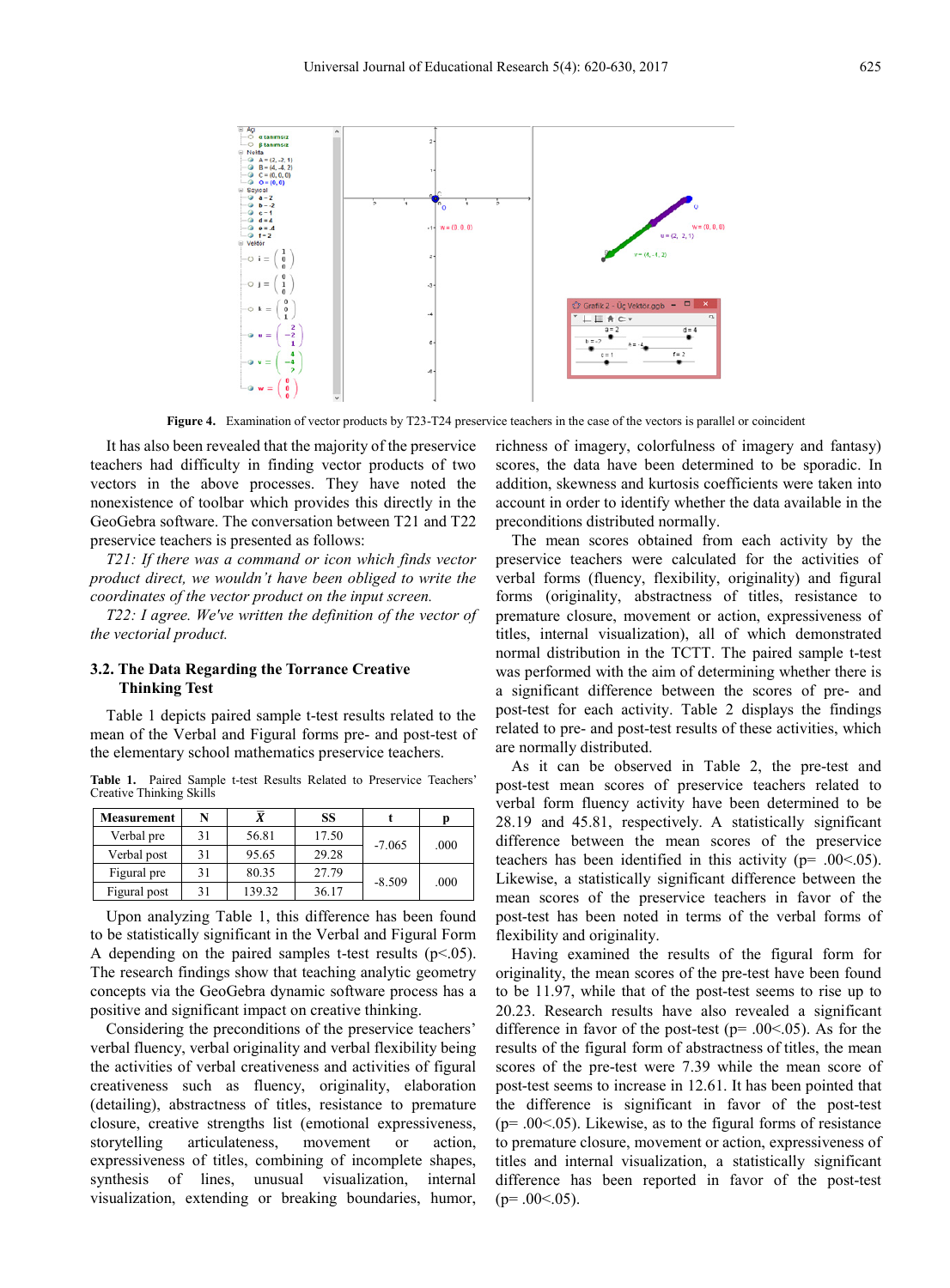Figure 4. Examination of vector products by T23-T24 preservice teachers in the case of the vectors is parallel or coincident

It has also been revealed that the majority of the preservice teachers had difficulty in finding vector products of two vectors in the above processes. They have noted the nonexistence of toolbar which provides this directly in the GeoGebra software. The conversation between T21 and T22 preservice teachers is presented as follows:

*T21: If there was a command or icon which finds vector product direct, we wouldn't have been obliged to write the coordinates of the vector product on the input screen.*

*T22: I agree. We've written the definition of the vector of the vectorial product.*

### 3.2. The Data Regarding the Torrance Creative Thinking Test

Table 1 depicts paired sample t-test results related to the mean of the Verbal and Figural forms pre- and post-test of the elementary school mathematics preservice teachers.

**Table 1.** Paired Sample t-test Results Related to Preservice Teachers' Creative Thinking Skills

| Measurement | N | $\bar{X}$ | SS | t | p |
|---|---|---|---|---|---|
| Verbal pre | 31 | 56.81 | 17.50 | -7.065 | .000 |
| Verbal post | 31 | 95.65 | 29.28 | | |
| Figural pre | 31 | 80.35 | 27.79 | -8.509 | .000 |
| Figural post | 31 | 139.32 | 36.17 | | |

Upon analyzing Table 1, this difference has been found to be statistically significant in the Verbal and Figural Form A depending on the paired samples t-test results ($p<.05$). The research findings show that teaching analytic geometry concepts via the GeoGebra dynamic software process has a positive and significant impact on creative thinking.

Considering the preconditions of the preservice teachers' verbal fluency, verbal originality and verbal flexibility being the activities of verbal creativeness and activities of figural creativeness such as fluency, originality, elaboration (detailing), abstractness of titles, resistance to premature closure, creative strengths list (emotional expressiveness, storytelling articulateness, movement or action, expressiveness of titles, combining of incomplete shapes, synthesis of lines, unusual visualization, internal visualization, extending or breaking boundaries, humor, richness of imagery, colorfulness of imagery and fantasy) scores, the data have been determined to be sporadic. In addition, skewness and kurtosis coefficients were taken into account in order to identify whether the data available in the preconditions distributed normally.

The mean scores obtained from each activity by the preservice teachers were calculated for the activities of verbal forms (fluency, flexibility, originality) and figural forms (originality, abstractness of titles, resistance to premature closure, movement or action, expressiveness of titles, internal visualization), all of which demonstrated normal distribution in the TCTT. The paired sample t-test was performed with the aim of determining whether there is a significant difference between the scores of pre- and post-test for each activity. Table 2 displays the findings related to pre- and post-test results of these activities, which are normally distributed.

As it can be observed in Table 2, the pre-test and post-test mean scores of preservice teachers related to verbal form fluency activity have been determined to be 28.19 and 45.81, respectively. A statistically significant difference between the mean scores of the preservice teachers has been identified in this activity ($p= .00<.05$). Likewise, a statistically significant difference between the mean scores of the preservice teachers in favor of the post-test has been noted in terms of the verbal forms of flexibility and originality.

Having examined the results of the figural form for originality, the mean scores of the pre-test have been found to be 11.97, while that of the post-test seems to rise up to 20.23. Research results have also revealed a significant difference in favor of the post-test ($p= .00<.05$). As for the results of the figural form of abstractness of titles, the mean scores of the pre-test were 7.39 while the mean score of post-test seems to increase in 12.61. It has been pointed that the difference is significant in favor of the post-test ($p= .00<.05$). Likewise, as to the figural forms of resistance to premature closure, movement or action, expressiveness of titles and internal visualization, a statistically significant difference has been reported in favor of the post-test ($p= .00<.05$).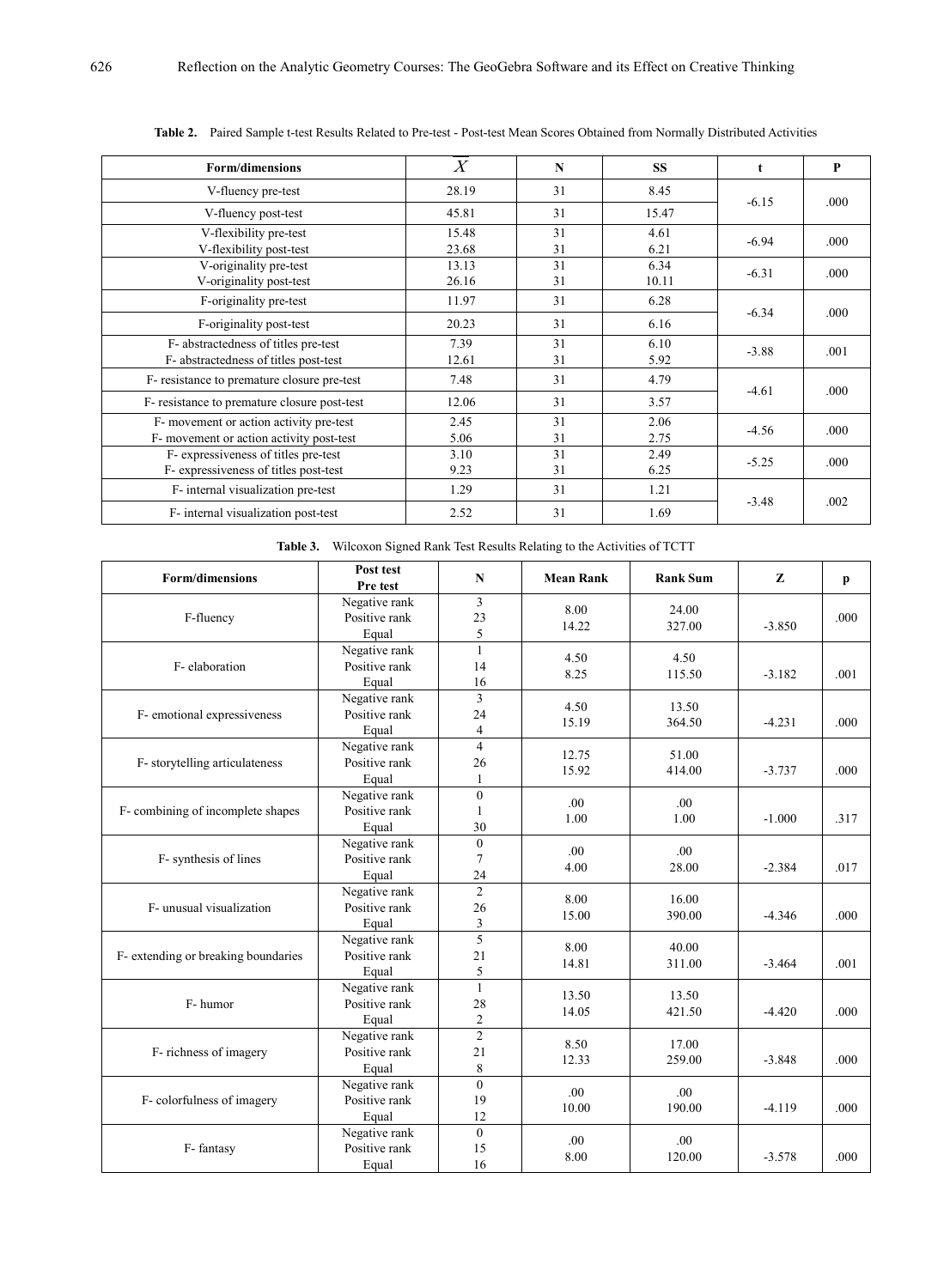**Table 2.** Paired Sample t-test Results Related to Pre-test - Post-test Mean Scores Obtained from Normally Distributed Activities

| Form/dimensions | $\bar{X}$ | N | SS | t | P |
|---|---|---|---|---|---|
| V-fluency pre-test | 28.19 | 31 | 8.45 | -6.15 | .000 |
| V-fluency post-test | 45.81 | 31 | 15.47 | | |
| V-flexibility pre-test | 15.48 | 31 | 4.61 | -6.94 | .000 |
| V-flexibility post-test | 23.68 | 31 | 6.21 | | |
| V-originality pre-test | 13.13 | 31 | 6.34 | -6.31 | .000 |
| V-originality post-test | 26.16 | 31 | 10.11 | | |
| F-originality pre-test | 11.97 | 31 | 6.28 | -6.34 | .000 |
| F-originality post-test | 20.23 | 31 | 6.16 | | |
| F- abstractedness of titles pre-test | 7.39 | 31 | 6.10 | -3.88 | .001 |
| F- abstractedness of titles post-test | 12.61 | 31 | 5.92 | | |
| F- resistance to premature closure pre-test | 7.48 | 31 | 4.79 | -4.61 | .000 |
| F- resistance to premature closure post-test | 12.06 | 31 | 3.57 | | |
| F- movement or action activity pre-test | 2.45 | 31 | 2.06 | -4.56 | .000 |
| F- movement or action activity post-test | 5.06 | 31 | 2.75 | | |
| F- expressiveness of titles pre-test | 3.10 | 31 | 2.49 | -5.25 | .000 |
| F- expressiveness of titles post-test | 9.23 | 31 | 6.25 | | |
| F- internal visualization pre-test | 1.29 | 31 | 1.21 | -3.48 | .002 |
| F- internal visualization post-test | 2.52 | 31 | 1.69 | | |

**Table 3.** Wilcoxon Signed Rank Test Results Relating to the Activities of TCTT

| Form/dimensions | Post test Pre test | N | Mean Rank | Rank Sum | Z | p |
|---|---|---|---|---|---|---|
| F-fluency | Negative rank | 3 | 8.00 | 24.00 | -3.850 | .000 |
| | Positive rank | 23 | 14.22 | 327.00 | | |
| | Equal | 5 | | | | |
| F- elaboration | Negative rank | 1 | 4.50 | 4.50 | -3.182 | .001 |
| | Positive rank | 14 | 8.25 | 115.50 | | |
| | Equal | 16 | | | | |
| F- emotional expressiveness | Negative rank | 3 | 4.50 | 13.50 | -4.231 | .000 |
| | Positive rank | 24 | 15.19 | 364.50 | | |
| | Equal | 4 | | | | |
| F- storytelling articulateness | Negative rank | 4 | 12.75 | 51.00 | -3.737 | .000 |
| | Positive rank | 26 | 15.92 | 414.00 | | |
| | Equal | 1 | | | | |
| F- combining of incomplete shapes | Negative rank | 0 | .00 | .00 | -1.000 | .317 |
| | Positive rank | 1 | 1.00 | 1.00 | | |
| | Equal | 30 | | | | |
| F- synthesis of lines | Negative rank | 0 | .00 | .00 | -2.384 | .017 |
| | Positive rank | 7 | 4.00 | 28.00 | | |
| | Equal | 24 | | | | |
| F- unusual visualization | Negative rank | 2 | 8.00 | 16.00 | -4.346 | .000 |
| | Positive rank | 26 | 15.00 | 390.00 | | |
| | Equal | 3 | | | | |
| F- extending or breaking boundaries | Negative rank | 5 | 8.00 | 40.00 | -3.464 | .001 |
| | Positive rank | 21 | 14.81 | 311.00 | | |
| | Equal | 5 | | | | |
| F- humor | Negative rank | 1 | 13.50 | 13.50 | -4.420 | .000 |
| | Positive rank | 28 | 14.05 | 421.50 | | |
| | Equal | 2 | | | | |
| F- richness of imagery | Negative rank | 2 | 8.50 | 17.00 | -3.848 | .000 |
| | Positive rank | 21 | 12.33 | 259.00 | | |
| | Equal | 8 | | | | |
| F- colorfulness of imagery | Negative rank | 0 | .00 | .00 | -4.119 | .000 |
| | Positive rank | 19 | 10.00 | 190.00 | | |
| | Equal | 12 | | | | |
| F- fantasy | Negative rank | 0 | .00 | .00 | -3.578 | .000 |
| | Positive rank | 15 | 8.00 | 120.00 | | |
| | Equal | 16 | | | | |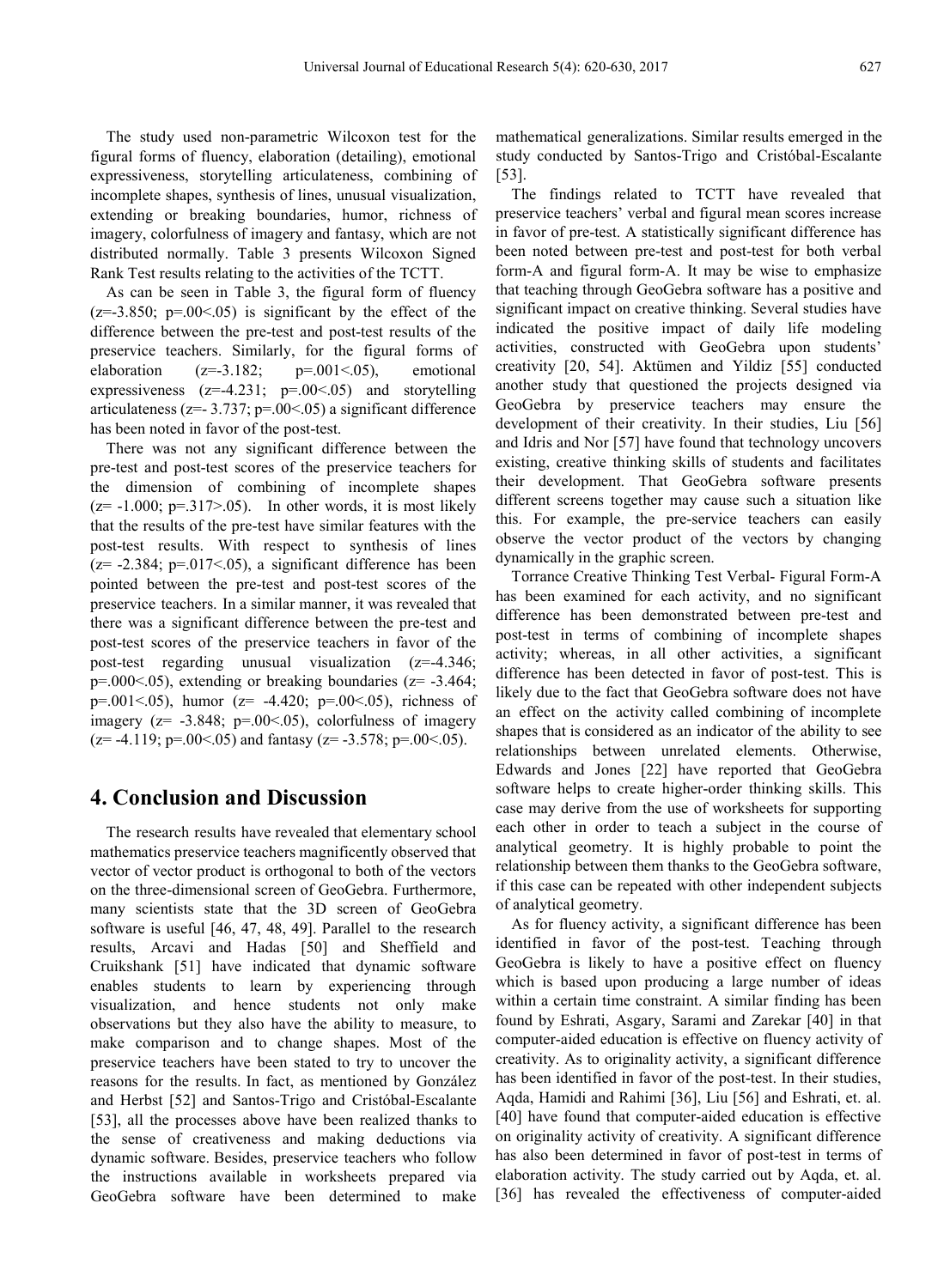The study used non-parametric Wilcoxon test for the figural forms of fluency, elaboration (detailing), emotional expressiveness, storytelling articulateness, combining of incomplete shapes, synthesis of lines, unusual visualization, extending or breaking boundaries, humor, richness of imagery, colorfulness of imagery and fantasy, which are not distributed normally. Table 3 presents Wilcoxon Signed Rank Test results relating to the activities of the TCTT.

As can be seen in Table 3, the figural form of fluency ($z=-3.850$; $p=.00<.05$) is significant by the effect of the difference between the pre-test and post-test results of the preservice teachers. Similarly, for the figural forms of elaboration ($z=-3.182$; $p=.001<.05$), emotional expressiveness ($z=-4.231$; $p=.00<.05$) and storytelling articulateness ($z=-3.737$; $p=.00<.05$) a significant difference has been noted in favor of the post-test.

There was not any significant difference between the pre-test and post-test scores of the preservice teachers for the dimension of combining of incomplete shapes ($z=-1.000$; $p=.317>.05$). In other words, it is most likely that the results of the pre-test have similar features with the post-test results. With respect to synthesis of lines ($z=-2.384$; $p=.017<.05$), a significant difference has been pointed between the pre-test and post-test scores of the preservice teachers. In a similar manner, it was revealed that there was a significant difference between the pre-test and post-test scores of the preservice teachers in favor of the post-test regarding unusual visualization ($z=-4.346$; $p=.000<.05$), extending or breaking boundaries ($z=-3.464$; $p=.001<.05$), humor ($z=-4.420$; $p=.00<.05$), richness of imagery ($z=-3.848$; $p=.00<.05$), colorfulness of imagery ($z=-4.119$; $p=.00<.05$) and fantasy ($z=-3.578$; $p=.00<.05$).

## 4. Conclusion and Discussion

The research results have revealed that elementary school mathematics preservice teachers magnificently observed that vector of vector product is orthogonal to both of the vectors on the three-dimensional screen of GeoGebra. Furthermore, many scientists state that the 3D screen of GeoGebra software is useful [46, 47, 48, 49]. Parallel to the research results, Arcavi and Hadas [50] and Sheffield and Cruikshank [51] have indicated that dynamic software enables students to learn by experiencing through visualization, and hence students not only make observations but they also have the ability to measure, to make comparison and to change shapes. Most of the preservice teachers have been stated to try to uncover the reasons for the results. In fact, as mentioned by González and Herbst [52] and Santos-Trigo and Cristóbal-Escalante [53], all the processes above have been realized thanks to the sense of creativeness and making deductions via dynamic software. Besides, preservice teachers who follow the instructions available in worksheets prepared via GeoGebra software have been determined to make mathematical generalizations. Similar results emerged in the study conducted by Santos-Trigo and Cristóbal-Escalante [53].

The findings related to TCTT have revealed that preservice teachers' verbal and figural mean scores increase in favor of pre-test. A statistically significant difference has been noted between pre-test and post-test for both verbal form-A and figural form-A. It may be wise to emphasize that teaching through GeoGebra software has a positive and significant impact on creative thinking. Several studies have indicated the positive impact of daily life modeling activities, constructed with GeoGebra upon students' creativity [20, 54]. Aktümen and Yildiz [55] conducted another study that questioned the projects designed via GeoGebra by preservice teachers may ensure the development of their creativity. In their studies, Liu [56] and Idris and Nor [57] have found that technology uncovers existing, creative thinking skills of students and facilitates their development. That GeoGebra software presents different screens together may cause such a situation like this. For example, the pre-service teachers can easily observe the vector product of the vectors by changing dynamically in the graphic screen.

Torrance Creative Thinking Test Verbal- Figural Form-A has been examined for each activity, and no significant difference has been demonstrated between pre-test and post-test in terms of combining of incomplete shapes activity; whereas, in all other activities, a significant difference has been detected in favor of post-test. This is likely due to the fact that GeoGebra software does not have an effect on the activity called combining of incomplete shapes that is considered as an indicator of the ability to see relationships between unrelated elements. Otherwise, Edwards and Jones [22] have reported that GeoGebra software helps to create higher-order thinking skills. This case may derive from the use of worksheets for supporting each other in order to teach a subject in the course of analytical geometry. It is highly probable to point the relationship between them thanks to the GeoGebra software, if this case can be repeated with other independent subjects of analytical geometry.

As for fluency activity, a significant difference has been identified in favor of the post-test. Teaching through GeoGebra is likely to have a positive effect on fluency which is based upon producing a large number of ideas within a certain time constraint. A similar finding has been found by Eshrati, Asgary, Sarami and Zarekar [40] in that computer-aided education is effective on fluency activity of creativity. As to originality activity, a significant difference has been identified in favor of the post-test. In their studies, Aqda, Hamidi and Rahimi [36], Liu [56] and Eshrati, et. al. [40] have found that computer-aided education is effective on originality activity of creativity. A significant difference has also been determined in favor of post-test in terms of elaboration activity. The study carried out by Aqda, et. al. [36] has revealed the effectiveness of computer-aided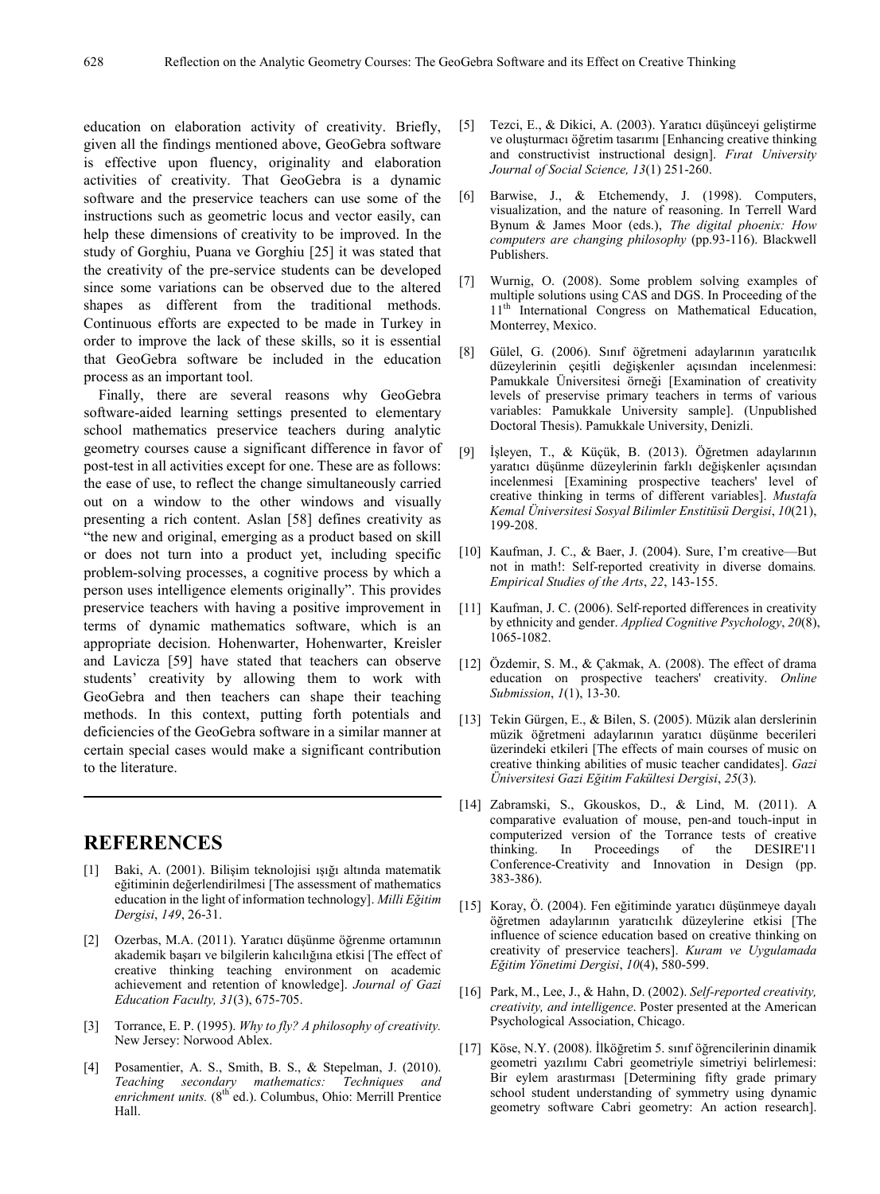education on elaboration activity of creativity. Briefly, given all the findings mentioned above, GeoGebra software is effective upon fluency, originality and elaboration activities of creativity. That GeoGebra is a dynamic software and the preservice teachers can use some of the instructions such as geometric locus and vector easily, can help these dimensions of creativity to be improved. In the study of Gorghiu, Puana ve Gorghiu [25] it was stated that the creativity of the pre-service students can be developed since some variations can be observed due to the altered shapes as different from the traditional methods. Continuous efforts are expected to be made in Turkey in order to improve the lack of these skills, so it is essential that GeoGebra software be included in the education process as an important tool.

Finally, there are several reasons why GeoGebra software-aided learning settings presented to elementary school mathematics preservice teachers during analytic geometry courses cause a significant difference in favor of post-test in all activities except for one. These are as follows: the ease of use, to reflect the change simultaneously carried out on a window to the other windows and visually presenting a rich content. Aslan [58] defines creativity as "the new and original, emerging as a product based on skill or does not turn into a product yet, including specific problem-solving processes, a cognitive process by which a person uses intelligence elements originally". This provides preservice teachers with having a positive improvement in terms of dynamic mathematics software, which is an appropriate decision. Hohenwarter, Hohenwarter, Kreisler and Lavicza [59] have stated that teachers can observe students' creativity by allowing them to work with GeoGebra and then teachers can shape their teaching methods. In this context, putting forth potentials and deficiencies of the GeoGebra software in a similar manner at certain special cases would make a significant contribution to the literature.

# REFERENCES

[1] Baki, A. (2001). Bilişim teknolojisi ışığı altında matematik eğitiminin değerlendirilmesi [The assessment of mathematics education in the light of information technology]. *Milli Eğitim Dergisi*, *149*, 26-31.

[2] Ozerbas, M.A. (2011). Yaratıcı düşünme öğrenme ortamının akademik başarı ve bilgilerin kalıcılığına etkisi [The effect of creative thinking teaching environment on academic achievement and retention of knowledge]. *Journal of Gazi Education Faculty, 31*(3), 675-705.

[3] Torrance, E. P. (1995). *Why to fly? A philosophy of creativity.* New Jersey: Norwood Ablex.

[4] Posamentier, A. S., Smith, B. S., & Stepelman, J. (2010). *Teaching secondary mathematics: Techniques and enrichment units.* (8th ed.). Columbus, Ohio: Merrill Prentice Hall.

[5] Tezci, E., & Dikici, A. (2003). Yaratıcı düşünceyi geliştirme ve oluşturmacı öğretim tasarımı [Enhancing creative thinking and constructivist instructional design]. *Fırat University Journal of Social Science, 13*(1) 251-260.

[6] Barwise, J., & Etchemendy, J. (1998). Computers, visualization, and the nature of reasoning. In Terrell Ward Bynum & James Moor (eds.), *The digital phoenix: How computers are changing philosophy* (pp.93-116). Blackwell Publishers.

[7] Wurnig, O. (2008). Some problem solving examples of multiple solutions using CAS and DGS. In Proceeding of the 11th International Congress on Mathematical Education, Monterrey, Mexico.

[8] Gülel, G. (2006). Sınıf öğretmeni adaylarının yaratıcılık düzeylerinin çeşitli değişkenler açısından incelenmesi: Pamukkale Üniversitesi örneği [Examination of creativity levels of preservise primary teachers in terms of various variables: Pamukkale University sample]. (Unpublished Doctoral Thesis). Pamukkale University, Denizli.

[9] İşleyen, T., & Küçük, B. (2013). Öğretmen adaylarının yaratıcı düşünme düzeylerinin farklı değişkenler açısından incelenmesi [Examining prospective teachers' level of creative thinking in terms of different variables]. *Mustafa Kemal Üniversitesi Sosyal Bilimler Enstitüsü Dergisi*, *10*(21), 199-208.

[10] Kaufman, J. C., & Baer, J. (2004). Sure, I'm creative—But not in math!: Self-reported creativity in diverse domains*. Empirical Studies of the Arts*, *22*, 143-155.

[11] Kaufman, J. C. (2006). Self-reported differences in creativity by ethnicity and gender. *Applied Cognitive Psychology*, *20*(8), 1065-1082.

[12] Özdemir, S. M., & Çakmak, A. (2008). The effect of drama education on prospective teachers' creativity. *Online Submission*, *1*(1), 13-30.

[13] Tekin Gürgen, E., & Bilen, S. (2005). Müzik alan derslerinin müzik öğretmeni adaylarının yaratıcı düşünme becerileri üzerindeki etkileri [The effects of main courses of music on creative thinking abilities of music teacher candidates]. *Gazi Üniversitesi Gazi Eğitim Fakültesi Dergisi*, *25*(3).

[14] Zabramski, S., Gkouskos, D., & Lind, M. (2011). A comparative evaluation of mouse, pen-and touch-input in computerized version of the Torrance tests of creative thinking. In Proceedings of the DESIRE'11 Conference-Creativity and Innovation in Design (pp. 383-386).

[15] Koray, Ö. (2004). Fen eğitiminde yaratıcı düşünmeye dayalı öğretmen adaylarının yaratıcılık düzeylerine etkisi [The influence of science education based on creative thinking on creativity of preservice teachers]. *Kuram ve Uygulamada Eğitim Yönetimi Dergisi*, *10*(4), 580-599.

[16] Park, M., Lee, J., & Hahn, D. (2002). *Self-reported creativity, creativity, and intelligence*. Poster presented at the American Psychological Association, Chicago.

[17] Köse, N.Y. (2008). İlköğretim 5. sınıf öğrencilerinin dinamik geometri yazılımı Cabri geometriyle simetriyi belirlemesi: Bir eylem arastırması [Determining fifty grade primary school student understanding of symmetry using dynamic geometry software Cabri geometry: An action research].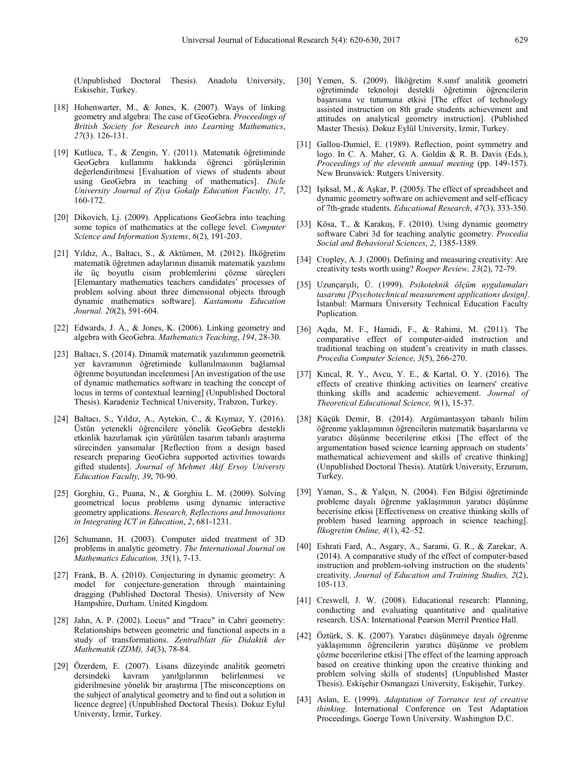(Unpublished Doctoral Thesis). Anadolu University, Eskisehir, Turkey.

[18] Hohenwarter, M., & Jones, K. (2007). Ways of linking geometry and algebra: The case of GeoGebra. *Proceedings of British Society for Research into Learning Mathematics*, *27*(3). 126-131.

[19] Kutluca, T., & Zengin, Y. (2011). Matematik öğretiminde GeoGebra kullanımı hakkında öğrenci görüşlerinin değerlendirilmesi [Evaluation of views of students about using GeoGebra in teaching of mathematics]. *Dicle University Journal of Ziya Gokalp Education Faculty, 17*, 160-172.

[20] Dikovich, Lj. (2009). Applications GeoGebra into teaching some topics of mathematics at the college level. *Computer Science and Information Systems*, *6*(2), 191-203.

[21] Yıldız, A., Baltacı, S., & Aktümen, M. (2012). İlköğretim matematik öğretmen adaylarının dinamik matematik yazılımı ile üç boyutlu cisim problemlerini çözme süreçleri [Elemantary mathematics teachers candidates' processes of problem solving about three dimensional objects through dynamic mathematics software]. *Kastamonu Education Journal. 20*(2), 591-604.

[22] Edwards, J. A., & Jones, K. (2006). Linking geometry and algebra with GeoGebra. *Mathematics Teaching*, *194*, 28-30.

[23] Baltacı, S. (2014). Dinamik matematik yazılımının geometrik yer kavramının öğretiminde kullanılmasının bağlamsal öğrenme boyutundan incelenmesi [An investigation of the use of dynamic mathematics software in teaching the concept of locus in terms of contextual learning] (Unpublished Doctoral Thesis). Karadeniz Technical University, Trabzon, Turkey.

[24] Baltacı, S., Yıldız, A., Aytekin, C., & Kıymaz, Y. (2016). Üstün yetenekli öğrencilere yönelik GeoGebra destekli etkinlik hazırlamak için yürütülen tasarım tabanlı araştırma sürecinden yansımalar [Reflection from a design based research preparing GeoGebra supported activities towards gifted students]. *Journal of Mehmet Akif Ersoy Universty Education Faculty, 39*, 70-90.

[25] Gorghiu, G., Puana, N., & Gorghiu L. M. (2009). Solving geometrical locus problems using dynamic interactive geometry applications. *Research, Reflections and Innovations in Integrating ICT in Education*, *2*, 681-1231.

[26] Schumann, H. (2003). Computer aided treatment of 3D problems in analytic geometry. *The International Journal on Mathematics Education, 35*(1), 7-13.

[27] Frank, B. A. (2010). Conjecturing in dynamic geometry: A model for conjecture-generation through maintaining dragging (Published Doctoral Thesis). University of New Hampshire, Durham. United Kingdom.

[28] Jahn, A. P. (2002). Locus" and "Trace" in Cabri geometry: Relationships between geometric and functional aspects in a study of transformations. *Zentralblatt für Didaktik der Mathematik (ZDM), 34*(3), 78-84.

[29] Özerdem, E. (2007). Lisans düzeyinde analitik geometri dersindeki kavram yanılgılarının belirlenmesi ve giderilmesine yönelik bir araştırma [The misconceptions on the subject of analytical geometry and to find out a solution in licence degree] (Unpublished Doctoral Thesis). Dokuz Eylul Universty, İzmir, Turkey.

[30] Yemen, S. (2009). İlköğretim 8.sınıf analitik geometri oğretiminde teknoloji destekli öğretimin öğrencilerin başarısına ve tutumuna etkisi [The effect of technology assisted instruction on 8th grade students achievement and attitudes on analytical geometry instruction]. (Published Master Thesis). Dokuz Eylül University, Izmir, Turkey.

[31] Gallou-Dumiel, E. (1989). Reflection, point symmetry and logo. In C. A. Maher, G. A. Goldin & R. B. Davis (Eds.), *Proceedings of the eleventh annual meeting* (pp. 149-157). New Brunswick: Rutgers University.

[32] Işıksal, M., & Aşkar, P. (2005). The effect of spreadsheet and dynamic geometry software on achievement and self-efficacy of 7th-grade students. *Educational Research*, *47*(3), 333-350.

[33] Kösa, T., & Karakuş, F. (2010). Using dynamic geometry software Cabri 3d for teaching analytic geometry. *Procedia Social and Behavioral Sciences*, *2*, 1385-1389.

[34] Cropley, A. J. (2000). Defining and measuring creativity: Are creativity tests worth using? *Roeper Review, 23*(2), 72-79.

[35] Uzunçarşılı, Ü. (1999). *Psikoteknik ölçüm uygulamaları tasarımı [Psychotechnical measurement applications design].* İstanbul: Marmara Üniversity Technical Education Faculty Puplication.

[36] Aqda, M. F., Hamidi, F., & Rahimi, M. (2011). The comparative effect of computer-aided instruction and traditional teaching on student's creativity in math classes. *Procedia Computer Science, 3*(5), 266-270.

[37] Kıncal, R. Y., Avcu, Y. E., & Kartal, O. Y. (2016). The effects of creative thinking activities on learners' creative thinking skills and academic achievement. *Journal of Theoretical Educational Science, 9*(1), 15-37.

[38] Küçük Demir, B. (2014). Argümantasyon tabanlı bilim öğrenme yaklaşımının öğrencilerin matematik başarılarına ve yaratıcı düşünme becerilerine etkisi [The effect of the argumentation based science learning approach on students' mathematical achievement and skills of creative thinking] (Unpublished Doctoral Thesis). Atatürk University, Erzurum, Turkey.

[39] Yaman, S., & Yalçın, N. (2004). Fen Bilgisi öğretiminde probleme dayalı öğrenme yaklaşımının yaratıcı düşünme becerisine etkisi [Effectiveness on creative thinking skills of problem based learning approach in science teaching]. *İlkogretim Online, 4*(1), 42–52.

[40] Eshrati Fard, A., Asgary, A., Sarami, G. R., & Zarekar, A. (2014). A comparative study of the effect of computer-based instruction and problem-solving instruction on the students' creativity. *Journal of Education and Training Studies, 2*(2), 105-113.

[41] Creswell, J. W. (2008). Educational research: Planning, conducting and evaluating quantitative and qualitative research. USA: International Pearson Merril Prentice Hall.

[42] Öztürk, S. K. (2007). Yaratıcı düşünmeye dayalı öğrenme yaklaşımının öğrencilerin yaratıcı düşünme ve problem çözme becerilerine etkisi [The effect of the learning approach based on creative thinking upon the creative thinking and problem solving skills of students] (Unpublished Master Thesis). Eskişehir Osmangazi University, Eskişehir, Turkey.

[43] Aslan, E. (1999). *Adaptation of Torrance test of creative thinking*. International Conference on Test Adaptation Proceedings. Goerge Town University. Washington D.C.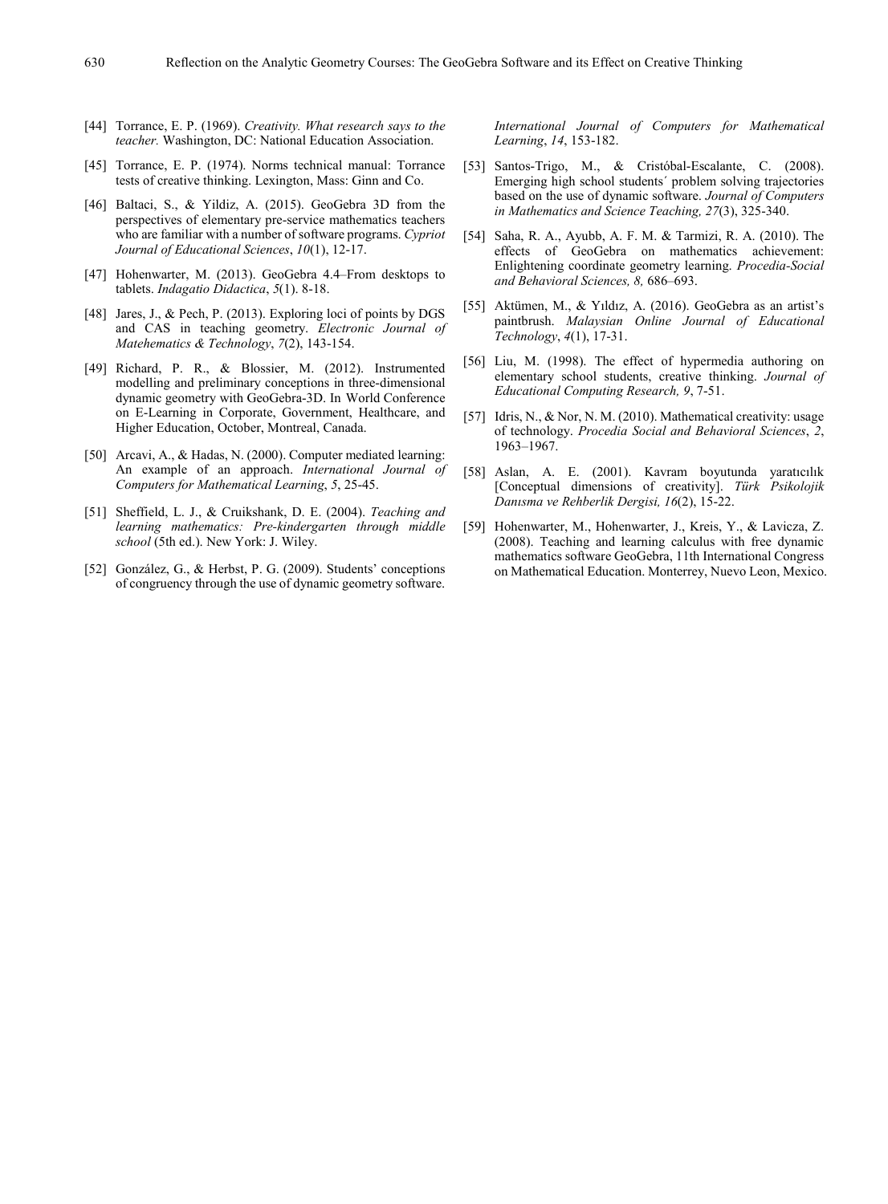[44] Torrance, E. P. (1969). *Creativity. What research says to the teacher.* Washington, DC: National Education Association.

[45] Torrance, E. P. (1974). Norms technical manual: Torrance tests of creative thinking. Lexington, Mass: Ginn and Co.

[46] Baltaci, S., & Yildiz, A. (2015). GeoGebra 3D from the perspectives of elementary pre-service mathematics teachers who are familiar with a number of software programs. *Cypriot Journal of Educational Sciences*, *10*(1), 12-17.

[47] Hohenwarter, M. (2013). GeoGebra 4.4–From desktops to tablets. *Indagatio Didactica*, *5*(1). 8-18.

[48] Jares, J., & Pech, P. (2013). Exploring loci of points by DGS and CAS in teaching geometry. *Electronic Journal of Matehematics & Technology*, *7*(2), 143-154.

[49] Richard, P. R., & Blossier, M. (2012). Instrumented modelling and preliminary conceptions in three-dimensional dynamic geometry with GeoGebra-3D. In World Conference on E-Learning in Corporate, Government, Healthcare, and Higher Education, October, Montreal, Canada.

[50] Arcavi, A., & Hadas, N. (2000). Computer mediated learning: An example of an approach. *International Journal of Computers for Mathematical Learning*, *5*, 25-45.

[51] Sheffield, L. J., & Cruikshank, D. E. (2004). *Teaching and learning mathematics: Pre-kindergarten through middle school* (5th ed.). New York: J. Wiley.

[52] González, G., & Herbst, P. G. (2009). Students' conceptions of congruency through the use of dynamic geometry software. *International Journal of Computers for Mathematical Learning*, *14*, 153-182.

[53] Santos-Trigo, M., & Cristóbal-Escalante, C. (2008). Emerging high school students´ problem solving trajectories based on the use of dynamic software. *Journal of Computers in Mathematics and Science Teaching, 27*(3), 325-340.

[54] Saha, R. A., Ayubb, A. F. M. & Tarmizi, R. A. (2010). The effects of GeoGebra on mathematics achievement: Enlightening coordinate geometry learning. *Procedia-Social and Behavioral Sciences, 8,* 686–693.

[55] Aktümen, M., & Yıldız, A. (2016). GeoGebra as an artist's paintbrush. *Malaysian Online Journal of Educational Technology*, *4*(1), 17-31.

[56] Liu, M. (1998). The effect of hypermedia authoring on elementary school students, creative thinking. *Journal of Educational Computing Research, 9*, 7-51.

[57] Idris, N., & Nor, N. M. (2010). Mathematical creativity: usage of technology. *Procedia Social and Behavioral Sciences*, *2*, 1963–1967.

[58] Aslan, A. E. (2001). Kavram boyutunda yaratıcılık [Conceptual dimensions of creativity]. *Türk Psikolojik Danısma ve Rehberlik Dergisi, 16*(2), 15-22.

[59] Hohenwarter, M., Hohenwarter, J., Kreis, Y., & Lavicza, Z. (2008). Teaching and learning calculus with free dynamic mathematics software GeoGebra, 11th International Congress on Mathematical Education. Monterrey, Nuevo Leon, Mexico.